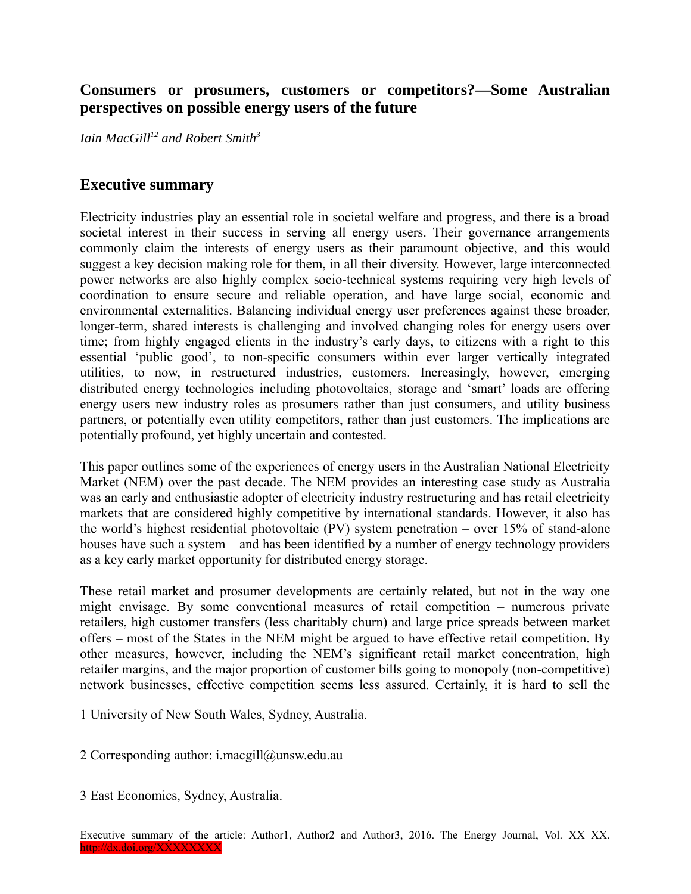# Consumers or prosumers, customers or competitors?—Some Australian perspectives on possible energy users of the future

*Iain MacGill[1,2] and Robert Smith[3]*

## Executive summary

Electricity industries play an essential role in societal welfare and progress, and there is a broad societal interest in their success in serving all energy users. Their governance arrangements commonly claim the interests of energy users as their paramount objective, and this would suggest a key decision making role for them, in all their diversity. However, large interconnected power networks are also highly complex socio-technical systems requiring very high levels of coordination to ensure secure and reliable operation, and have large social, economic and environmental externalities. Balancing individual energy user preferences against these broader, longer-term, shared interests is challenging and involved changing roles for energy users over time; from highly engaged clients in the industry's early days, to citizens with a right to this essential 'public good', to non-specific consumers within ever larger vertically integrated utilities, to now, in restructured industries, customers. Increasingly, however, emerging distributed energy technologies including photovoltaics, storage and 'smart' loads are offering energy users new industry roles as prosumers rather than just consumers, and utility business partners, or potentially even utility competitors, rather than just customers. The implications are potentially profound, yet highly uncertain and contested.

This paper outlines some of the experiences of energy users in the Australian National Electricity Market (NEM) over the past decade. The NEM provides an interesting case study as Australia was an early and enthusiastic adopter of electricity industry restructuring and has retail electricity markets that are considered highly competitive by international standards. However, it also has the world's highest residential photovoltaic (PV) system penetration – over 15% of stand-alone houses have such a system – and has been identified by a number of energy technology providers as a key early market opportunity for distributed energy storage.

These retail market and prosumer developments are certainly related, but not in the way one might envisage. By some conventional measures of retail competition – numerous private retailers, high customer transfers (less charitably churn) and large price spreads between market offers – most of the States in the NEM might be argued to have effective retail competition. By other measures, however, including the NEM's significant retail market concentration, high retailer margins, and the major proportion of customer bills going to monopoly (non-competitive) network businesses, effective competition seems less assured. Certainly, it is hard to sell the

---

1 University of New South Wales, Sydney, Australia.

2 Corresponding author: i.macgill@unsw.edu.au

3 East Economics, Sydney, Australia.

Executive summary of the article: Author1, Author2 and Author3, 2016. The Energy Journal, Vol. XX XX. http://dx.doi.org/XXXXXXXX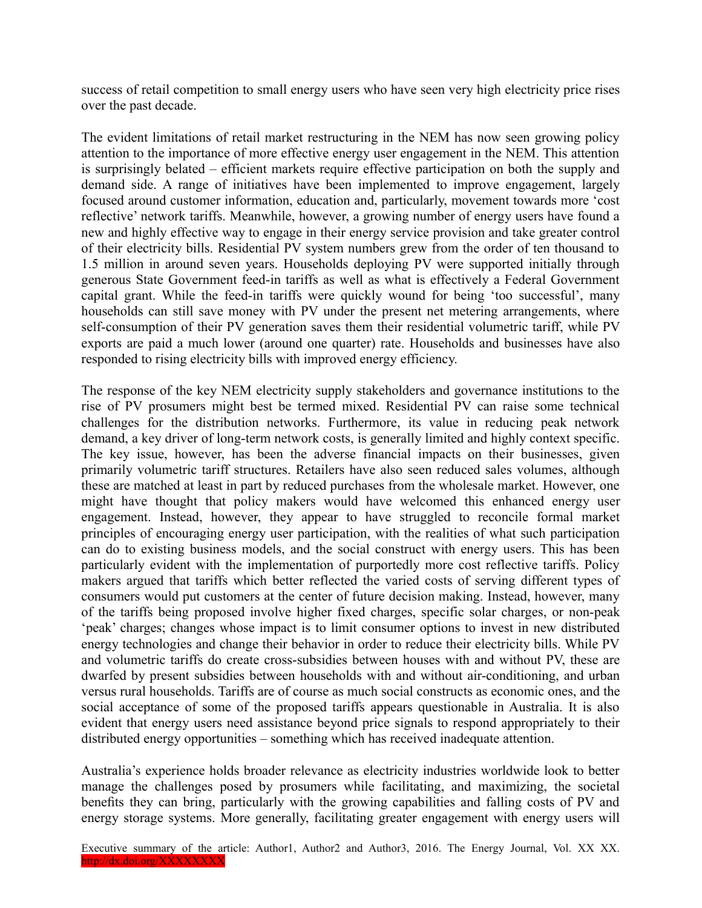success of retail competition to small energy users who have seen very high electricity price rises over the past decade.

The evident limitations of retail market restructuring in the NEM has now seen growing policy attention to the importance of more effective energy user engagement in the NEM. This attention is surprisingly belated – efficient markets require effective participation on both the supply and demand side. A range of initiatives have been implemented to improve engagement, largely focused around customer information, education and, particularly, movement towards more 'cost reflective' network tariffs. Meanwhile, however, a growing number of energy users have found a new and highly effective way to engage in their energy service provision and take greater control of their electricity bills. Residential PV system numbers grew from the order of ten thousand to 1.5 million in around seven years. Households deploying PV were supported initially through generous State Government feed-in tariffs as well as what is effectively a Federal Government capital grant. While the feed-in tariffs were quickly wound for being 'too successful', many households can still save money with PV under the present net metering arrangements, where self-consumption of their PV generation saves them their residential volumetric tariff, while PV exports are paid a much lower (around one quarter) rate. Households and businesses have also responded to rising electricity bills with improved energy efficiency.

The response of the key NEM electricity supply stakeholders and governance institutions to the rise of PV prosumers might best be termed mixed. Residential PV can raise some technical challenges for the distribution networks. Furthermore, its value in reducing peak network demand, a key driver of long-term network costs, is generally limited and highly context specific. The key issue, however, has been the adverse financial impacts on their businesses, given primarily volumetric tariff structures. Retailers have also seen reduced sales volumes, although these are matched at least in part by reduced purchases from the wholesale market. However, one might have thought that policy makers would have welcomed this enhanced energy user engagement. Instead, however, they appear to have struggled to reconcile formal market principles of encouraging energy user participation, with the realities of what such participation can do to existing business models, and the social construct with energy users. This has been particularly evident with the implementation of purportedly more cost reflective tariffs. Policy makers argued that tariffs which better reflected the varied costs of serving different types of consumers would put customers at the center of future decision making. Instead, however, many of the tariffs being proposed involve higher fixed charges, specific solar charges, or non-peak 'peak' charges; changes whose impact is to limit consumer options to invest in new distributed energy technologies and change their behavior in order to reduce their electricity bills. While PV and volumetric tariffs do create cross-subsidies between houses with and without PV, these are dwarfed by present subsidies between households with and without air-conditioning, and urban versus rural households. Tariffs are of course as much social constructs as economic ones, and the social acceptance of some of the proposed tariffs appears questionable in Australia. It is also evident that energy users need assistance beyond price signals to respond appropriately to their distributed energy opportunities – something which has received inadequate attention.

Australia's experience holds broader relevance as electricity industries worldwide look to better manage the challenges posed by prosumers while facilitating, and maximizing, the societal benefits they can bring, particularly with the growing capabilities and falling costs of PV and energy storage systems. More generally, facilitating greater engagement with energy users will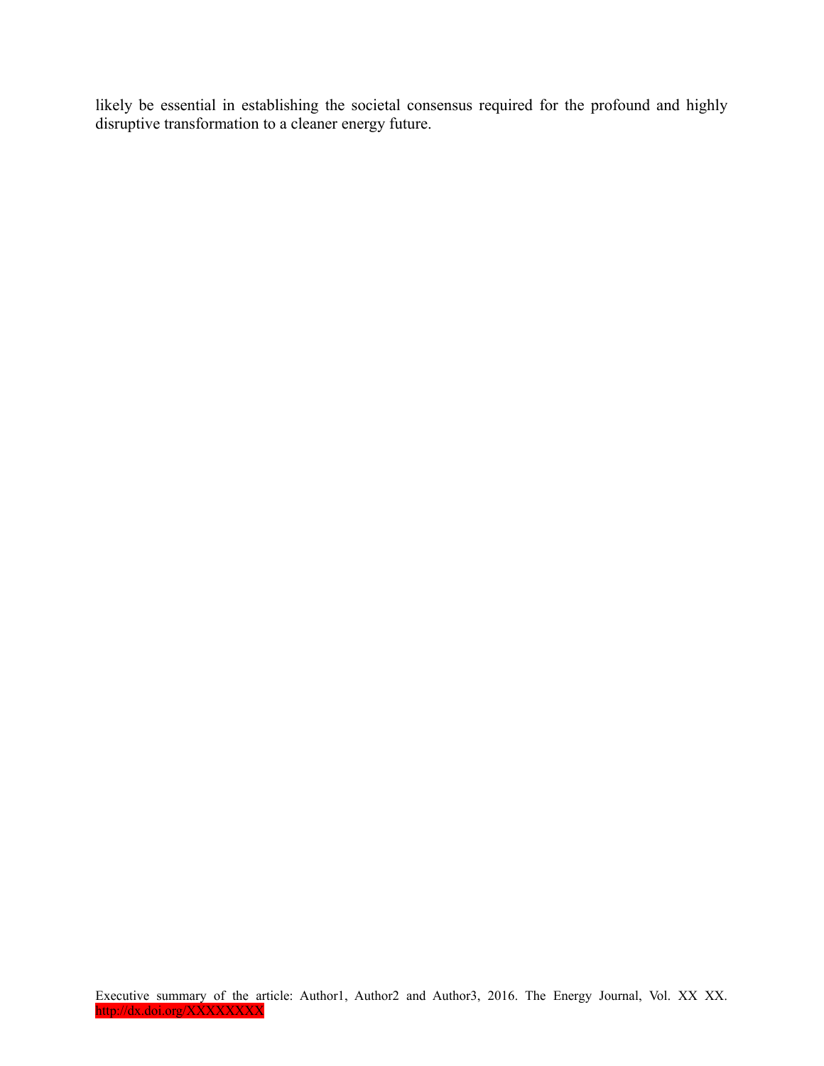likely be essential in establishing the societal consensus required for the profound and highly disruptive transformation to a cleaner energy future.